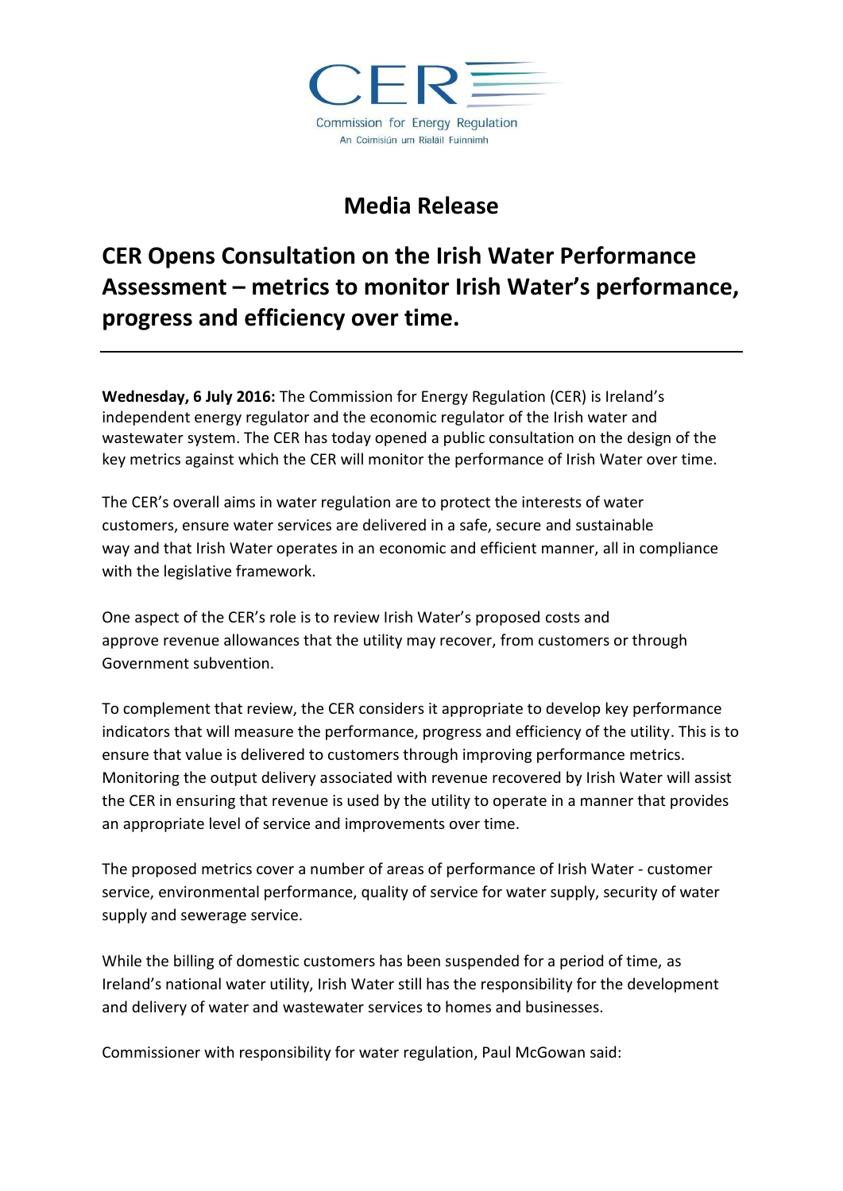CER

Commission for Energy Regulation

An Coimisiún um Rialáil Fuinnimh

# Media Release

## CER Opens Consultation on the Irish Water Performance Assessment – metrics to monitor Irish Water's performance, progress and efficiency over time.

---

**Wednesday, 6 July 2016:** The Commission for Energy Regulation (CER) is Ireland's independent energy regulator and the economic regulator of the Irish water and wastewater system. The CER has today opened a public consultation on the design of the key metrics against which the CER will monitor the performance of Irish Water over time.

The CER's overall aims in water regulation are to protect the interests of water customers, ensure water services are delivered in a safe, secure and sustainable way and that Irish Water operates in an economic and efficient manner, all in compliance with the legislative framework.

One aspect of the CER's role is to review Irish Water's proposed costs and approve revenue allowances that the utility may recover, from customers or through Government subvention.

To complement that review, the CER considers it appropriate to develop key performance indicators that will measure the performance, progress and efficiency of the utility. This is to ensure that value is delivered to customers through improving performance metrics. Monitoring the output delivery associated with revenue recovered by Irish Water will assist the CER in ensuring that revenue is used by the utility to operate in a manner that provides an appropriate level of service and improvements over time.

The proposed metrics cover a number of areas of performance of Irish Water - customer service, environmental performance, quality of service for water supply, security of water supply and sewerage service.

While the billing of domestic customers has been suspended for a period of time, as Ireland's national water utility, Irish Water still has the responsibility for the development and delivery of water and wastewater services to homes and businesses.

Commissioner with responsibility for water regulation, Paul McGowan said: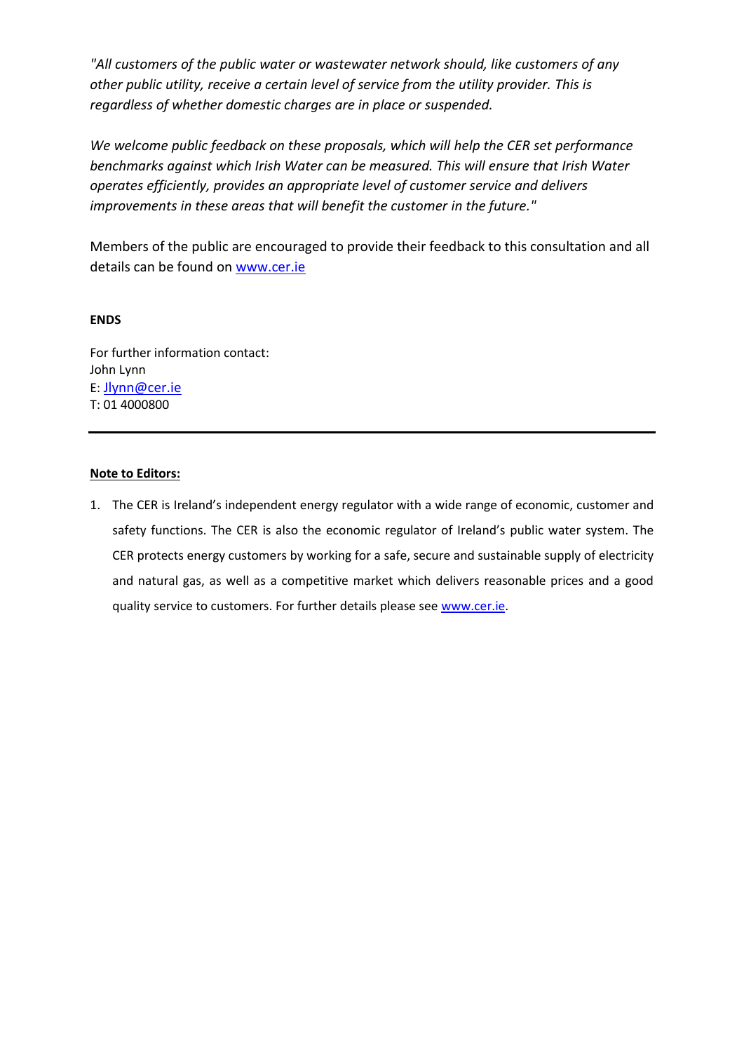*"All customers of the public water or wastewater network should, like customers of any other public utility, receive a certain level of service from the utility provider. This is regardless of whether domestic charges are in place or suspended.*

*We welcome public feedback on these proposals, which will help the CER set performance benchmarks against which Irish Water can be measured. This will ensure that Irish Water operates efficiently, provides an appropriate level of customer service and delivers improvements in these areas that will benefit the customer in the future."*

Members of the public are encouraged to provide their feedback to this consultation and all details can be found on [www.cer.ie](http://www.cer.ie)

**ENDS**

For further information contact:
John Lynn
E: [Jlynn@cer.ie](mailto:Jlynn@cer.ie)
T: 01 4000800

---

**Note to Editors:**

1. The CER is Ireland's independent energy regulator with a wide range of economic, customer and safety functions. The CER is also the economic regulator of Ireland's public water system. The CER protects energy customers by working for a safe, secure and sustainable supply of electricity and natural gas, as well as a competitive market which delivers reasonable prices and a good quality service to customers. For further details please see [www.cer.ie](http://www.cer.ie).